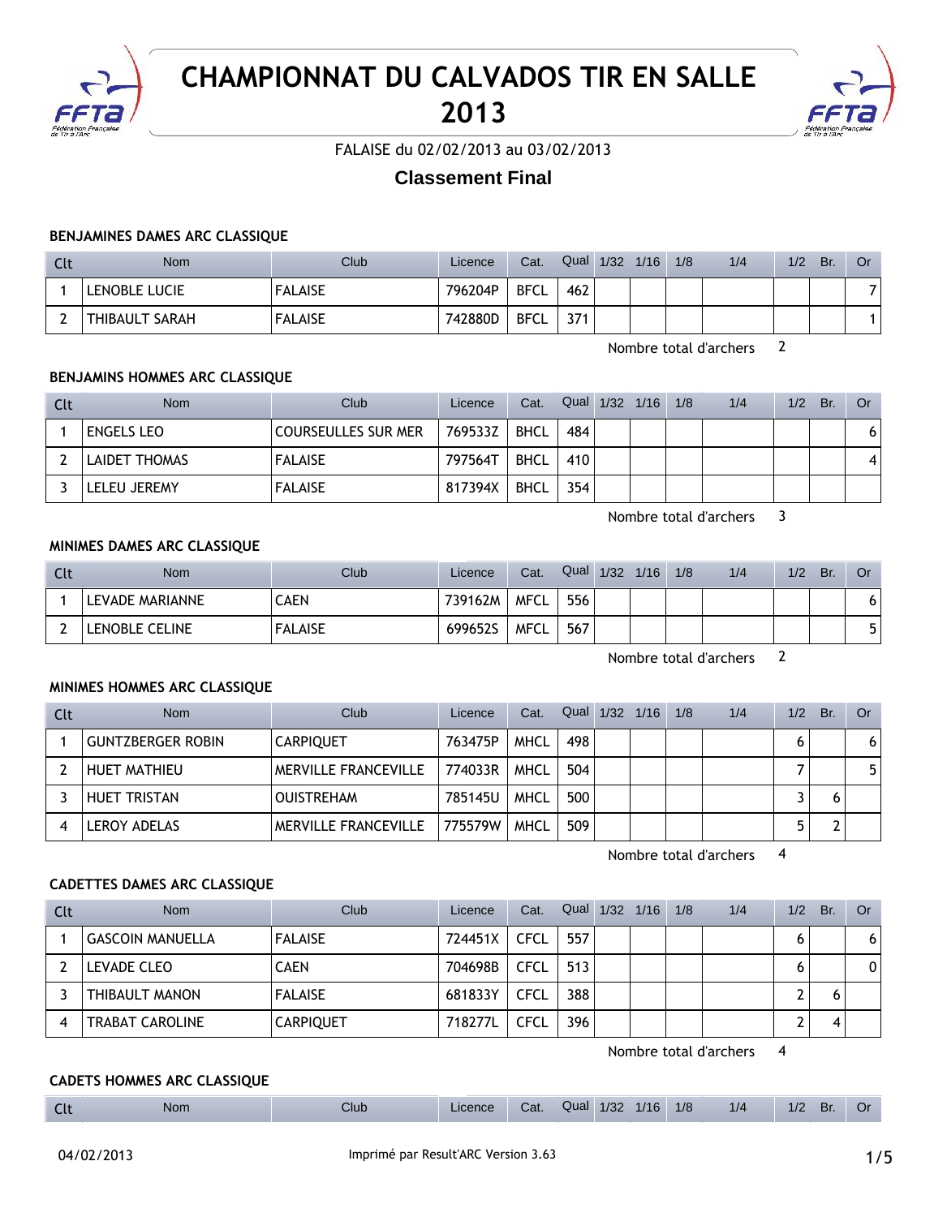# CHAMPIONNAT DU CALVADOS TIR EN SALLE 2013

FALAISE du 02/02/2013 au 03/02/2013

## Classement Final

### BENJAMINES DAMES ARC CLASSIQUE

| Clt | Nom | Club | Licence | Cat. | Qual | 1/32 | 1/16 | 1/8 | 1/4 | 1/2 | Br. | Or |
|---|---|---|---|---|---|---|---|---|---|---|---|---|
| 1 | LENOBLE LUCIE | FALAISE | 796204P | BFCL | 462 | | | | | | | 7 |
| 2 | THIBAULT SARAH | FALAISE | 742880D | BFCL | 371 | | | | | | | 1 |

Nombre total d'archers 2

### BENJAMINS HOMMES ARC CLASSIQUE

| Clt | Nom | Club | Licence | Cat. | Qual | 1/32 | 1/16 | 1/8 | 1/4 | 1/2 | Br. | Or |
|---|---|---|---|---|---|---|---|---|---|---|---|---|
| 1 | ENGELS LEO | COURSEULLES SUR MER | 769533Z | BHCL | 484 | | | | | | | 6 |
| 2 | LAIDET THOMAS | FALAISE | 797564T | BHCL | 410 | | | | | | | 4 |
| 3 | LELEU JEREMY | FALAISE | 817394X | BHCL | 354 | | | | | | | |

Nombre total d'archers 3

### MINIMES DAMES ARC CLASSIQUE

| Clt | Nom | Club | Licence | Cat. | Qual | 1/32 | 1/16 | 1/8 | 1/4 | 1/2 | Br. | Or |
|---|---|---|---|---|---|---|---|---|---|---|---|---|
| 1 | LEVADE MARIANNE | CAEN | 739162M | MFCL | 556 | | | | | | | 6 |
| 2 | LENOBLE CELINE | FALAISE | 699652S | MFCL | 567 | | | | | | | 5 |

Nombre total d'archers 2

### MINIMES HOMMES ARC CLASSIQUE

| Clt | Nom | Club | Licence | Cat. | Qual | 1/32 | 1/16 | 1/8 | 1/4 | 1/2 | Br. | Or |
|---|---|---|---|---|---|---|---|---|---|---|---|---|
| 1 | GUNTZBERGER ROBIN | CARPIQUET | 763475P | MHCL | 498 | | | | | 6 | | 6 |
| 2 | HUET MATHIEU | MERVILLE FRANCEVILLE | 774033R | MHCL | 504 | | | | | 7 | | 5 |
| 3 | HUET TRISTAN | OUISTREHAM | 785145U | MHCL | 500 | | | | | 3 | 6 | |
| 4 | LEROY ADELAS | MERVILLE FRANCEVILLE | 775579W | MHCL | 509 | | | | | 5 | 2 | |

Nombre total d'archers 4

### CADETTES DAMES ARC CLASSIQUE

| Clt | Nom | Club | Licence | Cat. | Qual | 1/32 | 1/16 | 1/8 | 1/4 | 1/2 | Br. | Or |
|---|---|---|---|---|---|---|---|---|---|---|---|---|
| 1 | GASCOIN MANUELLA | FALAISE | 724451X | CFCL | 557 | | | | | 6 | | 6 |
| 2 | LEVADE CLEO | CAEN | 704698B | CFCL | 513 | | | | | 6 | | 0 |
| 3 | THIBAULT MANON | FALAISE | 681833Y | CFCL | 388 | | | | | 2 | 6 | |
| 4 | TRABAT CAROLINE | CARPIQUET | 718277L | CFCL | 396 | | | | | 2 | 4 | |

Nombre total d'archers 4

### CADETS HOMMES ARC CLASSIQUE

| Clt | Nom | Club | Licence | Cat. | Qual | 1/32 | 1/16 | 1/8 | 1/4 | 1/2 | Br. | Or |
|---|---|---|---|---|---|---|---|---|---|---|---|---|

04/02/2013 Imprimé par Result'ARC Version 3.63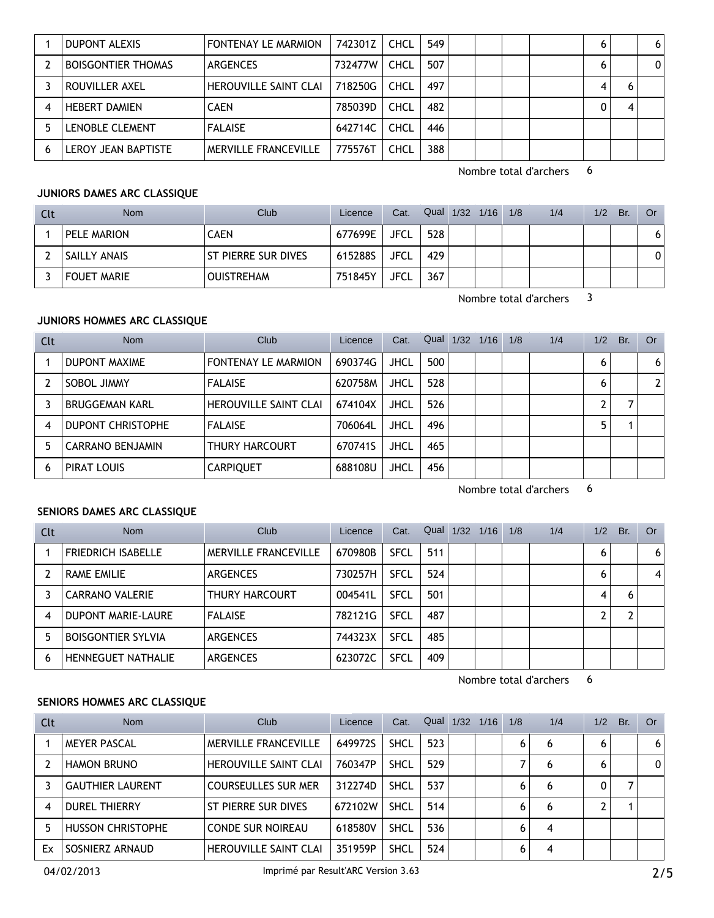| 1 | DUPONT ALEXIS | FONTENAY LE MARMION | 742301Z | CHCL | 549 | | | | | 6 | | 6 |
|---|---|---|---|---|---|---|---|---|---|---|---|---|
| 2 | BOISGONTIER THOMAS | ARGENCES | 732477W | CHCL | 507 | | | | | 6 | | 0 |
| 3 | ROUVILLER AXEL | HEROUVILLE SAINT CLAI | 718250G | CHCL | 497 | | | | | 4 | 6 | |
| 4 | HEBERT DAMIEN | CAEN | 785039D | CHCL | 482 | | | | | 0 | 4 | |
| 5 | LENOBLE CLEMENT | FALAISE | 642714C | CHCL | 446 | | | | | | | |
| 6 | LEROY JEAN BAPTISTE | MERVILLE FRANCEVILLE | 775576T | CHCL | 388 | | | | | | | |

Nombre total d'archers 6

### JUNIORS DAMES ARC CLASSIQUE

| Clt | Nom | Club | Licence | Cat. | Qual | 1/32 | 1/16 | 1/8 | 1/4 | 1/2 | Br. | Or |
|---|---|---|---|---|---|---|---|---|---|---|---|---|
| 1 | PELE MARION | CAEN | 677699E | JFCL | 528 | | | | | | | 6 |
| 2 | SAILLY ANAIS | ST PIERRE SUR DIVES | 615288S | JFCL | 429 | | | | | | | 0 |
| 3 | FOUET MARIE | OUISTREHAM | 751845Y | JFCL | 367 | | | | | | | |

Nombre total d'archers 3

### JUNIORS HOMMES ARC CLASSIQUE

| Clt | Nom | Club | Licence | Cat. | Qual | 1/32 | 1/16 | 1/8 | 1/4 | 1/2 | Br. | Or |
|---|---|---|---|---|---|---|---|---|---|---|---|---|
| 1 | DUPONT MAXIME | FONTENAY LE MARMION | 690374G | JHCL | 500 | | | | | 6 | | 6 |
| 2 | SOBOL JIMMY | FALAISE | 620758M | JHCL | 528 | | | | | 6 | | 2 |
| 3 | BRUGGEMAN KARL | HEROUVILLE SAINT CLAI | 674104X | JHCL | 526 | | | | | 2 | 7 | |
| 4 | DUPONT CHRISTOPHE | FALAISE | 706064L | JHCL | 496 | | | | | 5 | 1 | |
| 5 | CARRANO BENJAMIN | THURY HARCOURT | 670741S | JHCL | 465 | | | | | | | |
| 6 | PIRAT LOUIS | CARPIQUET | 688108U | JHCL | 456 | | | | | | | |

Nombre total d'archers 6

### SENIORS DAMES ARC CLASSIQUE

| Clt | Nom | Club | Licence | Cat. | Qual | 1/32 | 1/16 | 1/8 | 1/4 | 1/2 | Br. | Or |
|---|---|---|---|---|---|---|---|---|---|---|---|---|
| 1 | FRIEDRICH ISABELLE | MERVILLE FRANCEVILLE | 670980B | SFCL | 511 | | | | | 6 | | 6 |
| 2 | RAME EMILIE | ARGENCES | 730257H | SFCL | 524 | | | | | 6 | | 4 |
| 3 | CARRANO VALERIE | THURY HARCOURT | 004541L | SFCL | 501 | | | | | 4 | 6 | |
| 4 | DUPONT MARIE-LAURE | FALAISE | 782121G | SFCL | 487 | | | | | 2 | 2 | |
| 5 | BOISGONTIER SYLVIA | ARGENCES | 744323X | SFCL | 485 | | | | | | | |
| 6 | HENNEGUET NATHALIE | ARGENCES | 623072C | SFCL | 409 | | | | | | | |

Nombre total d'archers 6

### SENIORS HOMMES ARC CLASSIQUE

| Clt | Nom | Club | Licence | Cat. | Qual | 1/32 | 1/16 | 1/8 | 1/4 | 1/2 | Br. | Or |
|---|---|---|---|---|---|---|---|---|---|---|---|---|
| 1 | MEYER PASCAL | MERVILLE FRANCEVILLE | 649972S | SHCL | 523 | | | 6 | 6 | 6 | | 6 |
| 2 | HAMON BRUNO | HEROUVILLE SAINT CLAI | 760347P | SHCL | 529 | | | 7 | 6 | 6 | | 0 |
| 3 | GAUTHIER LAURENT | COURSEULLES SUR MER | 312274D | SHCL | 537 | | | 6 | 6 | 0 | 7 | |
| 4 | DUREL THIERRY | ST PIERRE SUR DIVES | 672102W | SHCL | 514 | | | 6 | 6 | 2 | 1 | |
| 5 | HUSSON CHRISTOPHE | CONDE SUR NOIREAU | 618580V | SHCL | 536 | | | 6 | 4 | | | |
| Ex | SOSNIERZ ARNAUD | HEROUVILLE SAINT CLAI | 351959P | SHCL | 524 | | | 6 | 4 | | | |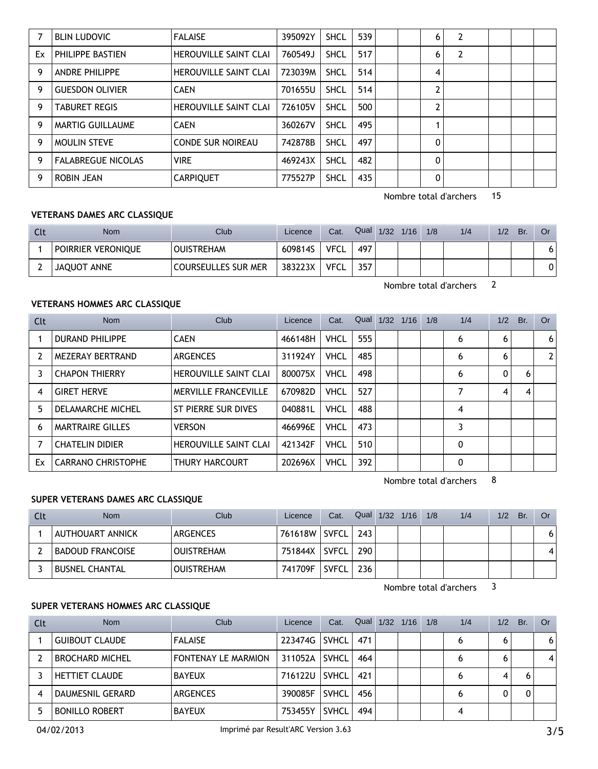| Clt | Nom | Club | Licence | Cat. | Qual | 1/32 | 1/16 | 1/8 | 1/4 | 1/2 | Br. | Or |
|---|---|---|---|---|---|---|---|---|---|---|---|---|
| 7 | BLIN LUDOVIC | FALAISE | 395092Y | SHCL | 539 | | | 6 | 2 | | | |
| Ex | PHILIPPE BASTIEN | HEROUVILLE SAINT CLAI | 760549J | SHCL | 517 | | | 6 | 2 | | | |
| 9 | ANDRE PHILIPPE | HEROUVILLE SAINT CLAI | 723039M | SHCL | 514 | | | 4 | | | | |
| 9 | GUESDON OLIVIER | CAEN | 701655U | SHCL | 514 | | | 2 | | | | |
| 9 | TABURET REGIS | HEROUVILLE SAINT CLAI | 726105V | SHCL | 500 | | | 2 | | | | |
| 9 | MARTIG GUILLAUME | CAEN | 360267V | SHCL | 495 | | | 1 | | | | |
| 9 | MOULIN STEVE | CONDE SUR NOIREAU | 742878B | SHCL | 497 | | | 0 | | | | |
| 9 | FALABREGUE NICOLAS | VIRE | 469243X | SHCL | 482 | | | 0 | | | | |
| 9 | ROBIN JEAN | CARPIQUET | 775527P | SHCL | 435 | | | 0 | | | | |

Nombre total d'archers 15

### VETERANS DAMES ARC CLASSIQUE

| Clt | Nom | Club | Licence | Cat. | Qual | 1/32 | 1/16 | 1/8 | 1/4 | 1/2 | Br. | Or |
|---|---|---|---|---|---|---|---|---|---|---|---|---|
| 1 | POIRRIER VERONIQUE | OUISTREHAM | 609814S | VFCL | 497 | | | | | | | 6 |
| 2 | JAQUOT ANNE | COURSEULLES SUR MER | 383223X | VFCL | 357 | | | | | | | 0 |

Nombre total d'archers 2

### VETERANS HOMMES ARC CLASSIQUE

| Clt | Nom | Club | Licence | Cat. | Qual | 1/32 | 1/16 | 1/8 | 1/4 | 1/2 | Br. | Or |
|---|---|---|---|---|---|---|---|---|---|---|---|---|
| 1 | DURAND PHILIPPE | CAEN | 466148H | VHCL | 555 | | | | 6 | 6 | | 6 |
| 2 | MEZERAY BERTRAND | ARGENCES | 311924Y | VHCL | 485 | | | | 6 | 6 | | 2 |
| 3 | CHAPON THIERRY | HEROUVILLE SAINT CLAI | 800075X | VHCL | 498 | | | | 6 | 0 | 6 | |
| 4 | GIRET HERVE | MERVILLE FRANCEVILLE | 670982D | VHCL | 527 | | | | 7 | 4 | 4 | |
| 5 | DELAMARCHE MICHEL | ST PIERRE SUR DIVES | 040881L | VHCL | 488 | | | | 4 | | | |
| 6 | MARTRAIRE GILLES | VERSON | 466996E | VHCL | 473 | | | | 3 | | | |
| 7 | CHATELIN DIDIER | HEROUVILLE SAINT CLAI | 421342F | VHCL | 510 | | | | 0 | | | |
| Ex | CARRANO CHRISTOPHE | THURY HARCOURT | 202696X | VHCL | 392 | | | | 0 | | | |

Nombre total d'archers 8

### SUPER VETERANS DAMES ARC CLASSIQUE

| Clt | Nom | Club | Licence | Cat. | Qual | 1/32 | 1/16 | 1/8 | 1/4 | 1/2 | Br. | Or |
|---|---|---|---|---|---|---|---|---|---|---|---|---|
| 1 | AUTHOUART ANNICK | ARGENCES | 761618W | SVFCL | 243 | | | | | | | 6 |
| 2 | BADOUD FRANCOISE | OUISTREHAM | 751844X | SVFCL | 290 | | | | | | | 4 |
| 3 | BUSNEL CHANTAL | OUISTREHAM | 741709F | SVFCL | 236 | | | | | | | |

Nombre total d'archers 3

### SUPER VETERANS HOMMES ARC CLASSIQUE

| Clt | Nom | Club | Licence | Cat. | Qual | 1/32 | 1/16 | 1/8 | 1/4 | 1/2 | Br. | Or |
|---|---|---|---|---|---|---|---|---|---|---|---|---|
| 1 | GUIBOUT CLAUDE | FALAISE | 223474G | SVHCL | 471 | | | | 6 | 6 | | 6 |
| 2 | BROCHARD MICHEL | FONTENAY LE MARMION | 311052A | SVHCL | 464 | | | | 6 | 6 | | 4 |
| 3 | HETTIET CLAUDE | BAYEUX | 716122U | SVHCL | 421 | | | | 6 | 4 | 6 | |
| 4 | DAUMESNIL GERARD | ARGENCES | 390085F | SVHCL | 456 | | | | 6 | 0 | 0 | |
| 5 | BONILLO ROBERT | BAYEUX | 753455Y | SVHCL | 494 | | | | 4 | | | |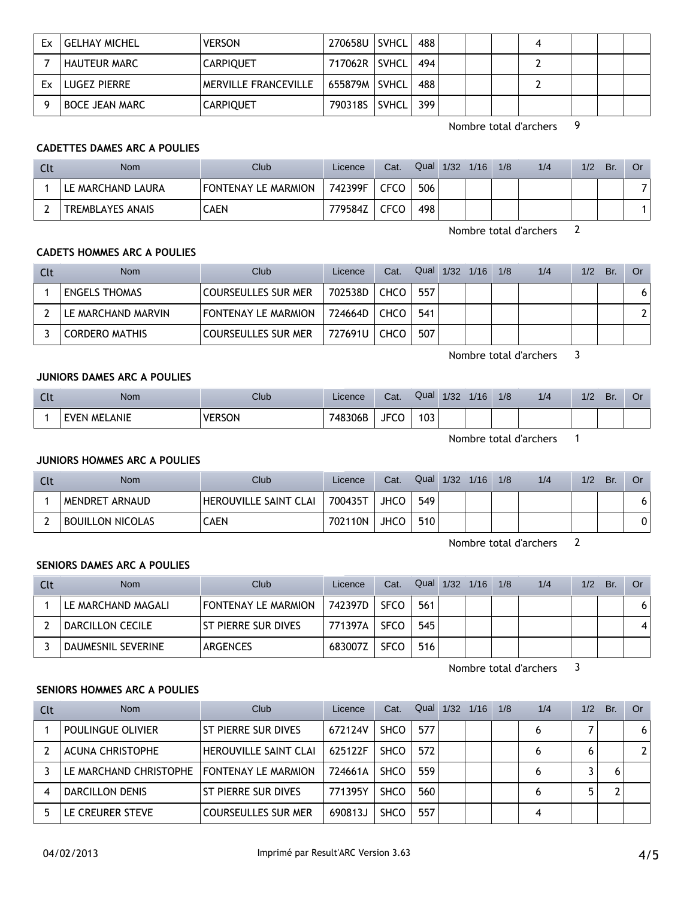| Ex | GELHAY MICHEL | VERSON | 270658U | SVHCL | 488 | | | | 4 | | | |
|---|---|---|---|---|---|---|---|---|---|---|---|---|
| 7 | HAUTEUR MARC | CARPIQUET | 717062R | SVHCL | 494 | | | | 2 | | | |
| Ex | LUGEZ PIERRE | MERVILLE FRANCEVILLE | 655879M | SVHCL | 488 | | | | 2 | | | |
| 9 | BOCE JEAN MARC | CARPIQUET | 790318S | SVHCL | 399 | | | | | | | |

Nombre total d'archers 9

**CADETTES DAMES ARC A POULIES**

| Clt | Nom | Club | Licence | Cat. | Qual | 1/32 | 1/16 | 1/8 | 1/4 | 1/2 | Br. | Or |
|---|---|---|---|---|---|---|---|---|---|---|---|---|
| 1 | LE MARCHAND LAURA | FONTENAY LE MARMION | 742399F | CFCO | 506 | | | | | | | 7 |
| 2 | TREMBLAYES ANAIS | CAEN | 779584Z | CFCO | 498 | | | | | | | 1 |

Nombre total d'archers 2

**CADETS HOMMES ARC A POULIES**

| Clt | Nom | Club | Licence | Cat. | Qual | 1/32 | 1/16 | 1/8 | 1/4 | 1/2 | Br. | Or |
|---|---|---|---|---|---|---|---|---|---|---|---|---|
| 1 | ENGELS THOMAS | COURSEULLES SUR MER | 702538D | CHCO | 557 | | | | | | | 6 |
| 2 | LE MARCHAND MARVIN | FONTENAY LE MARMION | 724664D | CHCO | 541 | | | | | | | 2 |
| 3 | CORDERO MATHIS | COURSEULLES SUR MER | 727691U | CHCO | 507 | | | | | | | |

Nombre total d'archers 3

**JUNIORS DAMES ARC A POULIES**

| Clt | Nom | Club | Licence | Cat. | Qual | 1/32 | 1/16 | 1/8 | 1/4 | 1/2 | Br. | Or |
|---|---|---|---|---|---|---|---|---|---|---|---|---|
| 1 | EVEN MELANIE | VERSON | 748306B | JFCO | 103 | | | | | | | |

Nombre total d'archers 1

**JUNIORS HOMMES ARC A POULIES**

| Clt | Nom | Club | Licence | Cat. | Qual | 1/32 | 1/16 | 1/8 | 1/4 | 1/2 | Br. | Or |
|---|---|---|---|---|---|---|---|---|---|---|---|---|
| 1 | MENDRET ARNAUD | HEROUVILLE SAINT CLAI | 700435T | JHCO | 549 | | | | | | | 6 |
| 2 | BOUILLON NICOLAS | CAEN | 702110N | JHCO | 510 | | | | | | | 0 |

Nombre total d'archers 2

**SENIORS DAMES ARC A POULIES**

| Clt | Nom | Club | Licence | Cat. | Qual | 1/32 | 1/16 | 1/8 | 1/4 | 1/2 | Br. | Or |
|---|---|---|---|---|---|---|---|---|---|---|---|---|
| 1 | LE MARCHAND MAGALI | FONTENAY LE MARMION | 742397D | SFCO | 561 | | | | | | | 6 |
| 2 | DARCILLON CECILE | ST PIERRE SUR DIVES | 771397A | SFCO | 545 | | | | | | | 4 |
| 3 | DAUMESNIL SEVERINE | ARGENCES | 683007Z | SFCO | 516 | | | | | | | |

Nombre total d'archers 3

**SENIORS HOMMES ARC A POULIES**

| Clt | Nom | Club | Licence | Cat. | Qual | 1/32 | 1/16 | 1/8 | 1/4 | 1/2 | Br. | Or |
|---|---|---|---|---|---|---|---|---|---|---|---|---|
| 1 | POULINGUE OLIVIER | ST PIERRE SUR DIVES | 672124V | SHCO | 577 | | | | 6 | 7 | | 6 |
| 2 | ACUNA CHRISTOPHE | HEROUVILLE SAINT CLAI | 625122F | SHCO | 572 | | | | 6 | 6 | | 2 |
| 3 | LE MARCHAND CHRISTOPHE | FONTENAY LE MARMION | 724661A | SHCO | 559 | | | | 6 | 3 | 6 | |
| 4 | DARCILLON DENIS | ST PIERRE SUR DIVES | 771395Y | SHCO | 560 | | | | 6 | 5 | 2 | |
| 5 | LE CREURER STEVE | COURSEULLES SUR MER | 690813J | SHCO | 557 | | | | 4 | | | |

04/02/2013 Imprimé par Result'ARC Version 3.63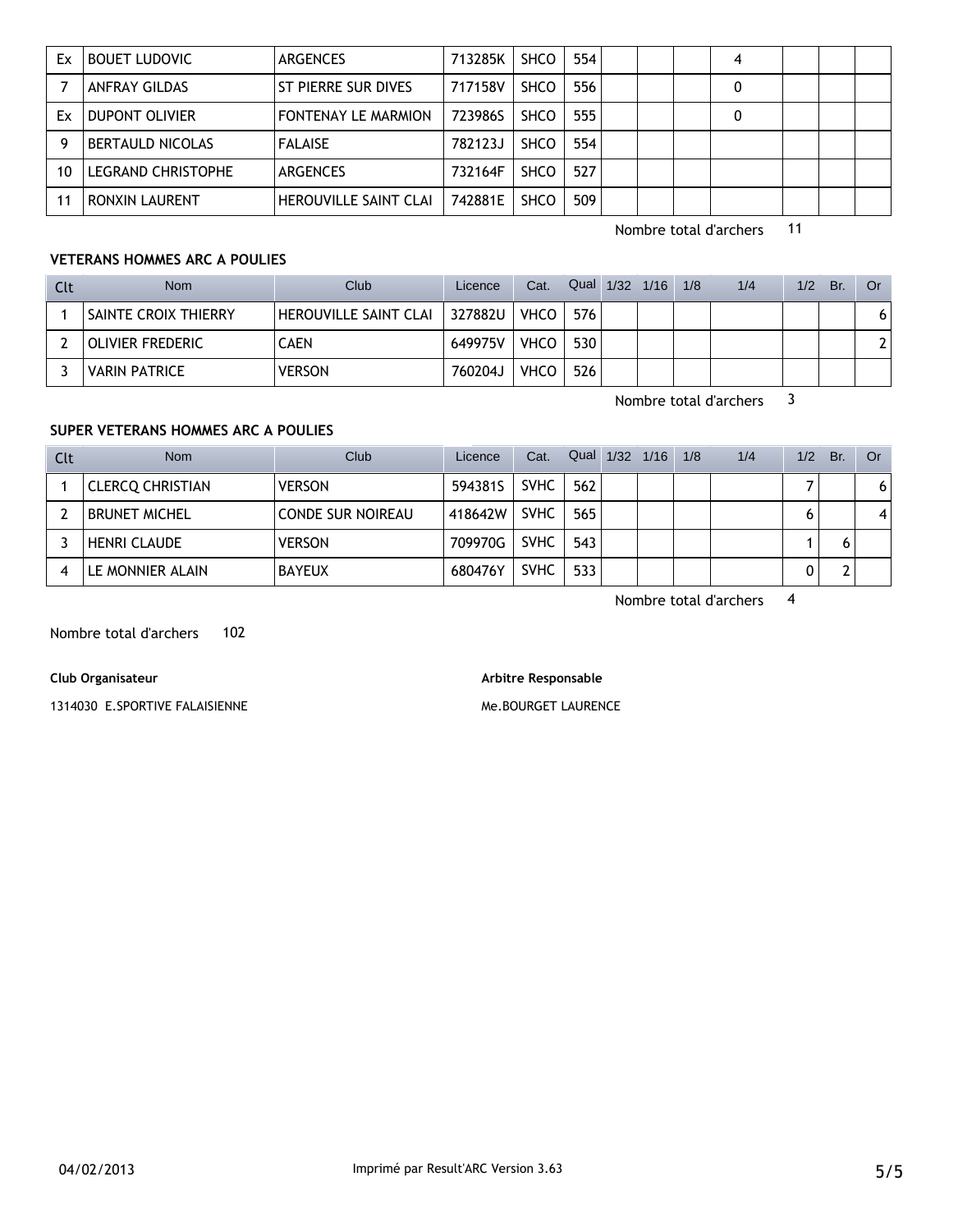| | | | | | | | | | | | | |
|---|---|---|---|---|---|---|---|---|---|---|---|---|
| Ex | BOUET LUDOVIC | ARGENCES | 713285K | SHCO | 554 | | | | 4 | | | |
| 7 | ANFRAY GILDAS | ST PIERRE SUR DIVES | 717158V | SHCO | 556 | | | | 0 | | | |
| Ex | DUPONT OLIVIER | FONTENAY LE MARMION | 723986S | SHCO | 555 | | | | 0 | | | |
| 9 | BERTAULD NICOLAS | FALAISE | 782123J | SHCO | 554 | | | | | | | |
| 10 | LEGRAND CHRISTOPHE | ARGENCES | 732164F | SHCO | 527 | | | | | | | |
| 11 | RONXIN LAURENT | HEROUVILLE SAINT CLAI | 742881E | SHCO | 509 | | | | | | | |

Nombre total d'archers 11

**VETERANS HOMMES ARC A POULIES**

| Clt | Nom | Club | Licence | Cat. | Qual | 1/32 | 1/16 | 1/8 | 1/4 | 1/2 | Br. | Or |
|---|---|---|---|---|---|---|---|---|---|---|---|---|
| 1 | SAINTE CROIX THIERRY | HEROUVILLE SAINT CLAI | 327882U | VHCO | 576 | | | | | | | 6 |
| 2 | OLIVIER FREDERIC | CAEN | 649975V | VHCO | 530 | | | | | | | 2 |
| 3 | VARIN PATRICE | VERSON | 760204J | VHCO | 526 | | | | | | | |

Nombre total d'archers 3

**SUPER VETERANS HOMMES ARC A POULIES**

| Clt | Nom | Club | Licence | Cat. | Qual | 1/32 | 1/16 | 1/8 | 1/4 | 1/2 | Br. | Or |
|---|---|---|---|---|---|---|---|---|---|---|---|---|
| 1 | CLERCQ CHRISTIAN | VERSON | 594381S | SVHC | 562 | | | | | 7 | | 6 |
| 2 | BRUNET MICHEL | CONDE SUR NOIREAU | 418642W | SVHC | 565 | | | | | 6 | | 4 |
| 3 | HENRI CLAUDE | VERSON | 709970G | SVHC | 543 | | | | | 1 | 6 | |
| 4 | LE MONNIER ALAIN | BAYEUX | 680476Y | SVHC | 533 | | | | | 0 | 2 | |

Nombre total d'archers 4

Nombre total d'archers 102

**Club Organisateur**

1314030 E.SPORTIVE FALAISIENNE

**Arbitre Responsable**

Me.BOURGET LAURENCE

04/02/2013 Imprimé par Result'ARC Version 3.63